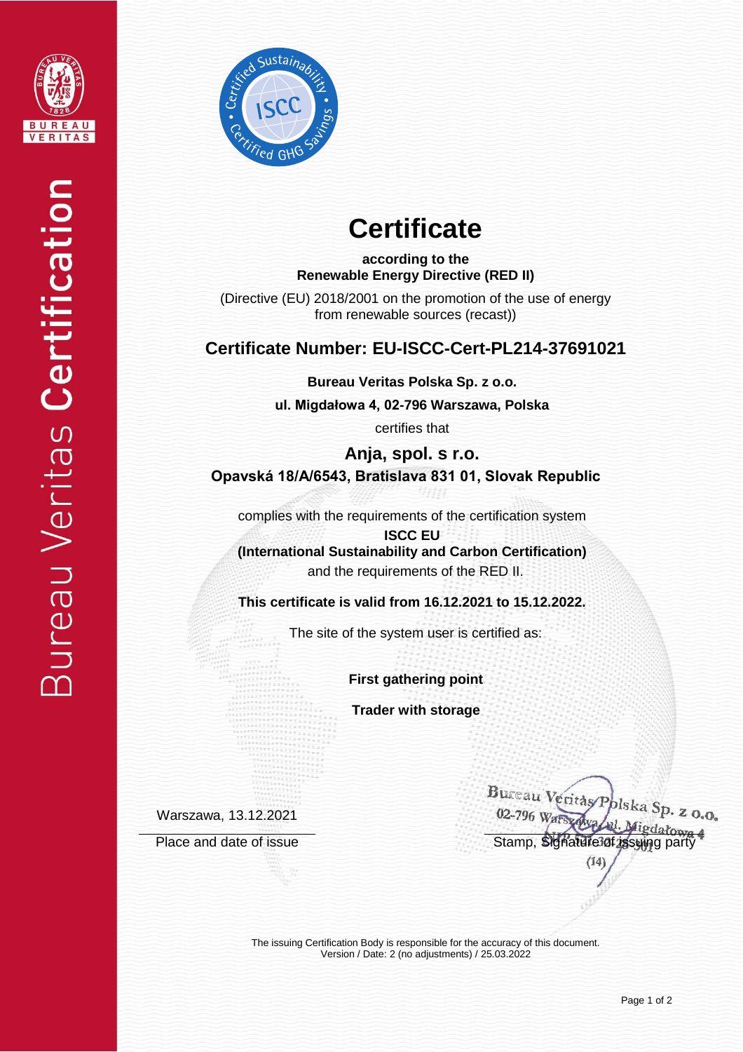# Certificate

**according to the**
**Renewable Energy Directive (RED II)**

(Directive (EU) 2018/2001 on the promotion of the use of energy from renewable sources (recast))

## Certificate Number: EU-ISCC-Cert-PL214-37691021

**Bureau Veritas Polska Sp. z o.o.**

**ul. Migdałowa 4, 02-796 Warszawa, Polska**

certifies that

**Anja, spol. s r.o.**
**Opavská 18/A/6543, Bratislava 831 01, Slovak Republic**

complies with the requirements of the certification system
**ISCC EU**
**(International Sustainability and Carbon Certification)**
and the requirements of the RED II.

**This certificate is valid from 16.12.2021 to 15.12.2022.**

The site of the system user is certified as:

**First gathering point**

**Trader with storage**

Warszawa, 13.12.2021

Place and date of issue

Bureau Veritas Polska Sp. z o.o.
02-796 Warszawa, ul. Migdałowa 4

Stamp, Signature of issuing party

The issuing Certification Body is responsible for the accuracy of this document.
Version / Date: 2 (no adjustments) / 25.03.2022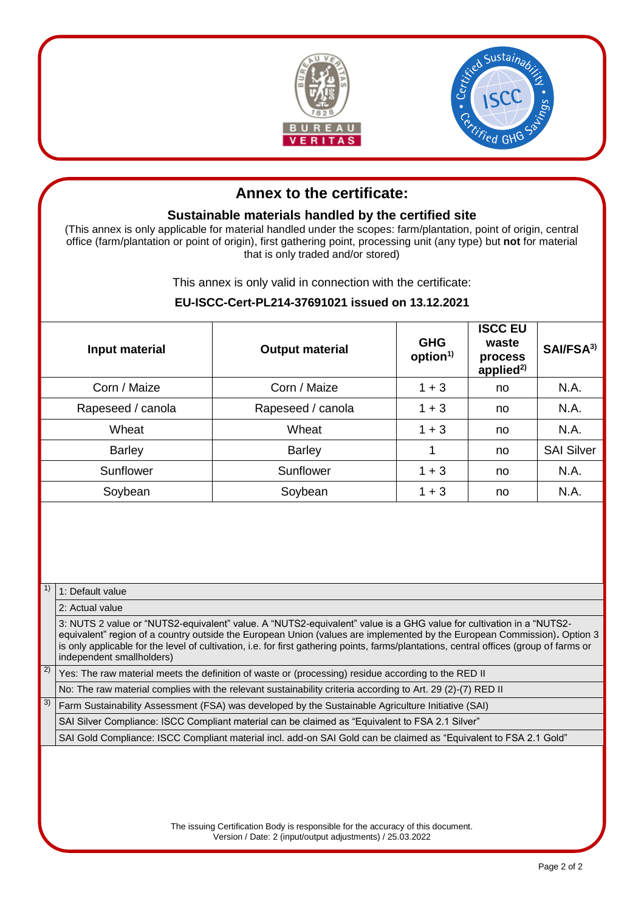# Annex to the certificate:

## Sustainable materials handled by the certified site

(This annex is only applicable for material handled under the scopes: farm/plantation, point of origin, central office (farm/plantation or point of origin), first gathering point, processing unit (any type) but **not** for material that is only traded and/or stored)

This annex is only valid in connection with the certificate:

**EU-ISCC-Cert-PL214-37691021 issued on 13.12.2021**

| Input material | Output material | GHG option[1)] | ISCC EU waste process applied[2)] | SAI/FSA[3)] |
|---|---|---|---|---|
| Corn / Maize | Corn / Maize | 1 + 3 | no | N.A. |
| Rapeseed / canola | Rapeseed / canola | 1 + 3 | no | N.A. |
| Wheat | Wheat | 1 + 3 | no | N.A. |
| Barley | Barley | 1 | no | SAI Silver |
| Sunflower | Sunflower | 1 + 3 | no | N.A. |
| Soybean | Soybean | 1 + 3 | no | N.A. |

| | |
|---|---|
| 1) | 1: Default value |
| | 2: Actual value |
| | 3: NUTS 2 value or "NUTS2-equivalent" value. A "NUTS2-equivalent" value is a GHG value for cultivation in a "NUTS2-equivalent" region of a country outside the European Union (values are implemented by the European Commission)**.** Option 3 is only applicable for the level of cultivation, i.e. for first gathering points, farms/plantations, central offices (group of farms or independent smallholders) |
| 2) | Yes: The raw material meets the definition of waste or (processing) residue according to the RED II |
| | No: The raw material complies with the relevant sustainability criteria according to Art. 29 (2)-(7) RED II |
| 3) | Farm Sustainability Assessment (FSA) was developed by the Sustainable Agriculture Initiative (SAI) |
| | SAI Silver Compliance: ISCC Compliant material can be claimed as "Equivalent to FSA 2.1 Silver" |
| | SAI Gold Compliance: ISCC Compliant material incl. add-on SAI Gold can be claimed as "Equivalent to FSA 2.1 Gold" |

The issuing Certification Body is responsible for the accuracy of this document.
Version / Date: 2 (input/output adjustments) / 25.03.2022